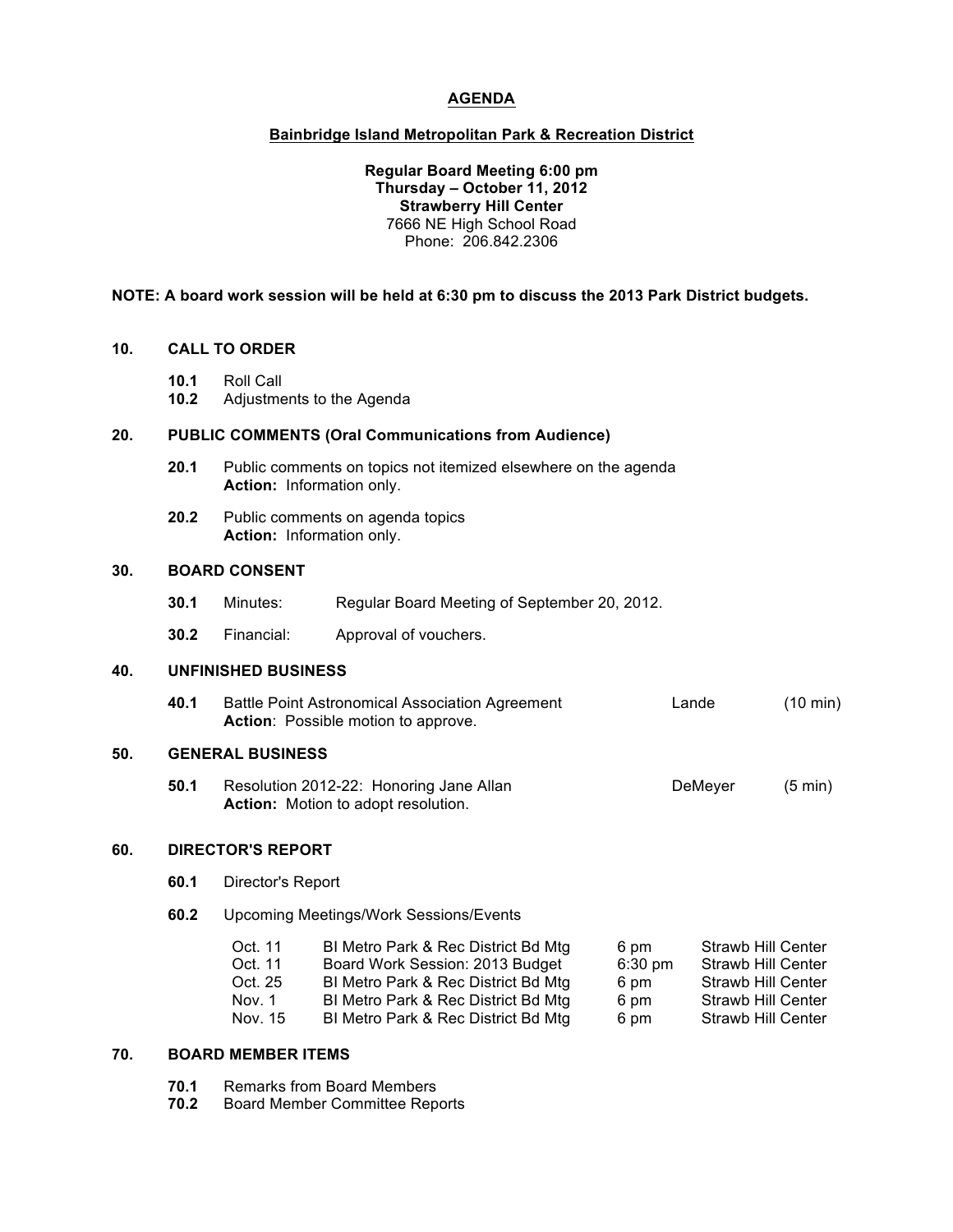# AGENDA

## Bainbridge Island Metropolitan Park & Recreation District

**Regular Board Meeting 6:00 pm**
**Thursday – October 11, 2012**
**Strawberry Hill Center**
7666 NE High School Road
Phone: 206.842.2306

**NOTE: A board work session will be held at 6:30 pm to discuss the 2013 Park District budgets.**

## 10. CALL TO ORDER

- **10.1** Roll Call
- **10.2** Adjustments to the Agenda

## 20. PUBLIC COMMENTS (Oral Communications from Audience)

- **20.1** Public comments on topics not itemized elsewhere on the agenda
  **Action:** Information only.
- **20.2** Public comments on agenda topics
  **Action:** Information only.

## 30. BOARD CONSENT

- **30.1** Minutes: Regular Board Meeting of September 20, 2012.
- **30.2** Financial: Approval of vouchers.

## 40. UNFINISHED BUSINESS

- **40.1** Battle Point Astronomical Association Agreement — Lande (10 min)
  **Action**: Possible motion to approve.

## 50. GENERAL BUSINESS

- **50.1** Resolution 2012-22: Honoring Jane Allan — DeMeyer (5 min)
  **Action:** Motion to adopt resolution.

## 60. DIRECTOR'S REPORT

- **60.1** Director's Report
- **60.2** Upcoming Meetings/Work Sessions/Events

| Date | Meeting | Time | Location |
|---|---|---|---|
| Oct. 11 | BI Metro Park & Rec District Bd Mtg | 6 pm | Strawb Hill Center |
| Oct. 11 | Board Work Session: 2013 Budget | 6:30 pm | Strawb Hill Center |
| Oct. 25 | BI Metro Park & Rec District Bd Mtg | 6 pm | Strawb Hill Center |
| Nov. 1 | BI Metro Park & Rec District Bd Mtg | 6 pm | Strawb Hill Center |
| Nov. 15 | BI Metro Park & Rec District Bd Mtg | 6 pm | Strawb Hill Center |

## 70. BOARD MEMBER ITEMS

- **70.1** Remarks from Board Members
- **70.2** Board Member Committee Reports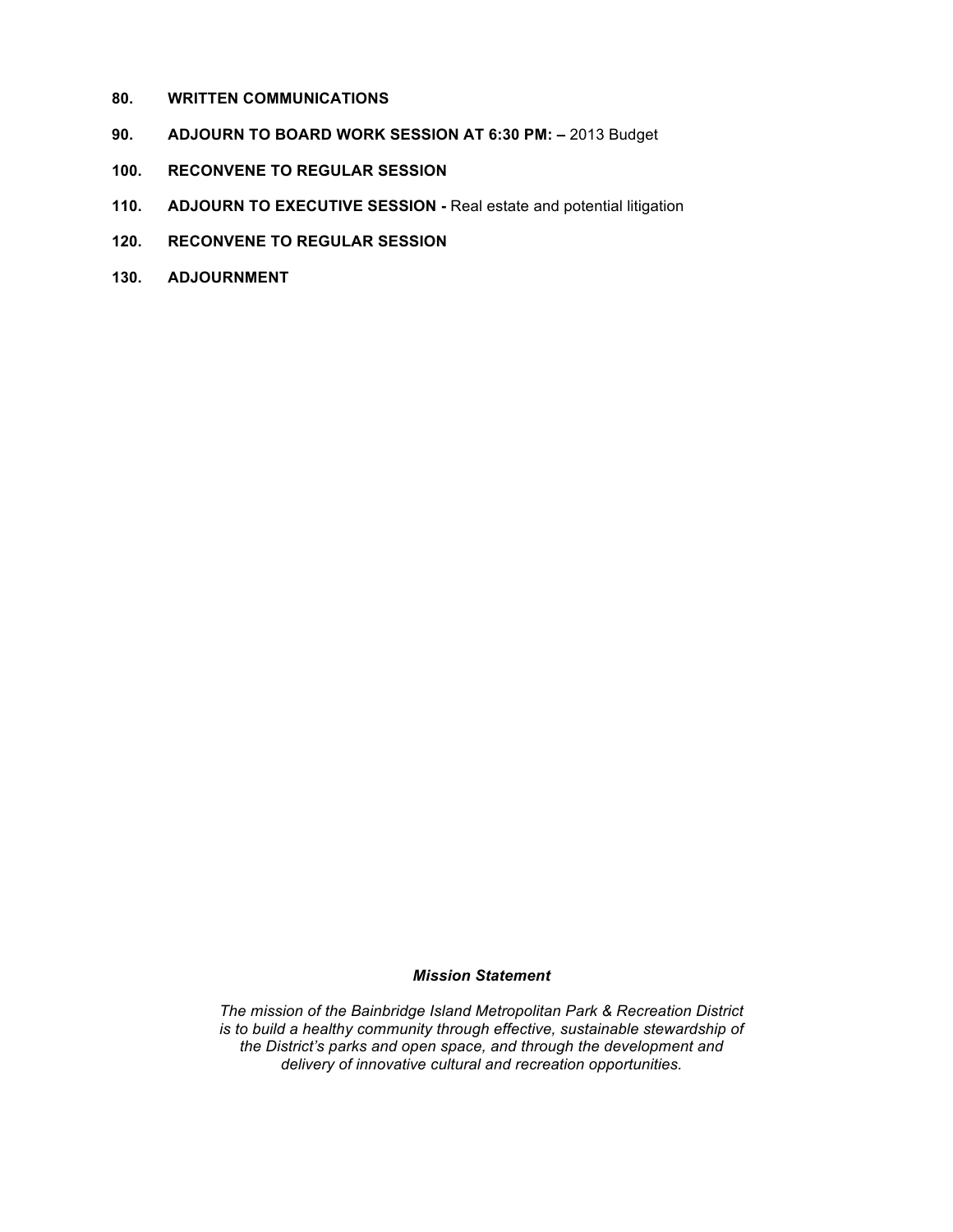**80. WRITTEN COMMUNICATIONS**

**90. ADJOURN TO BOARD WORK SESSION AT 6:30 PM: –** 2013 Budget

**100. RECONVENE TO REGULAR SESSION**

**110. ADJOURN TO EXECUTIVE SESSION -** Real estate and potential litigation

**120. RECONVENE TO REGULAR SESSION**

**130. ADJOURNMENT**

***Mission Statement***

*The mission of the Bainbridge Island Metropolitan Park & Recreation District is to build a healthy community through effective, sustainable stewardship of the District's parks and open space, and through the development and delivery of innovative cultural and recreation opportunities.*